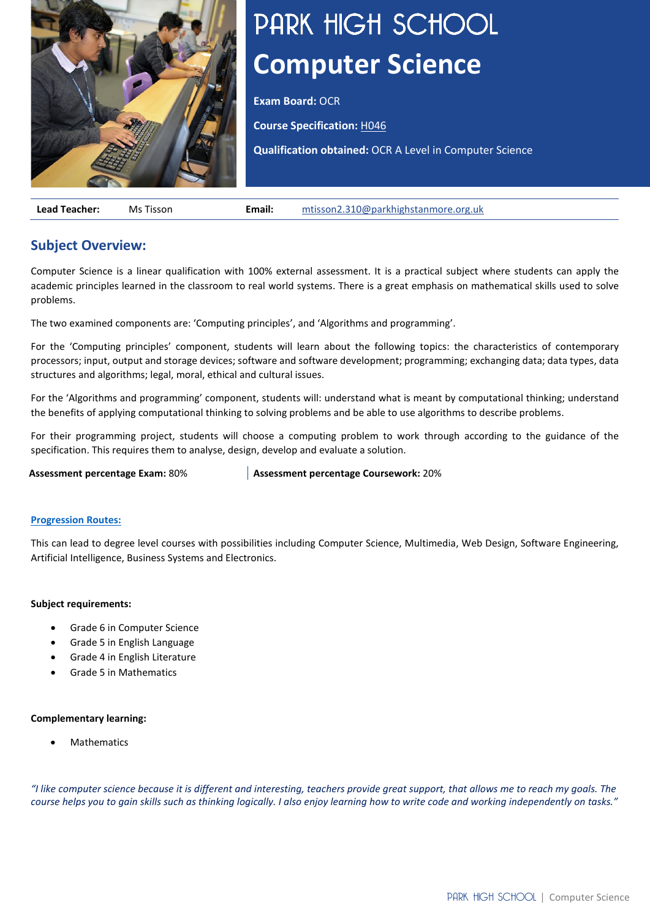# PARK HIGH SCHOOL

# Computer Science

**Exam Board:** OCR

**Course Specification:** H046

**Qualification obtained:** OCR A Level in Computer Science

| **Lead Teacher:** | Ms Tisson | **Email:** | mtisson2.310@parkhighstanmore.org.uk |
|---|---|---|---|

## Subject Overview:

Computer Science is a linear qualification with 100% external assessment. It is a practical subject where students can apply the academic principles learned in the classroom to real world systems. There is a great emphasis on mathematical skills used to solve problems.

The two examined components are: 'Computing principles', and 'Algorithms and programming'.

For the 'Computing principles' component, students will learn about the following topics: the characteristics of contemporary processors; input, output and storage devices; software and software development; programming; exchanging data; data types, data structures and algorithms; legal, moral, ethical and cultural issues.

For the 'Algorithms and programming' component, students will: understand what is meant by computational thinking; understand the benefits of applying computational thinking to solving problems and be able to use algorithms to describe problems.

For their programming project, students will choose a computing problem to work through according to the guidance of the specification. This requires them to analyse, design, develop and evaluate a solution.

**Assessment percentage Exam:** 80%

**Assessment percentage Coursework:** 20%

**Progression Routes:**

This can lead to degree level courses with possibilities including Computer Science, Multimedia, Web Design, Software Engineering, Artificial Intelligence, Business Systems and Electronics.

**Subject requirements:**

- Grade 6 in Computer Science
- Grade 5 in English Language
- Grade 4 in English Literature
- Grade 5 in Mathematics

**Complementary learning:**

- Mathematics

*"I like computer science because it is different and interesting, teachers provide great support, that allows me to reach my goals. The course helps you to gain skills such as thinking logically. I also enjoy learning how to write code and working independently on tasks."*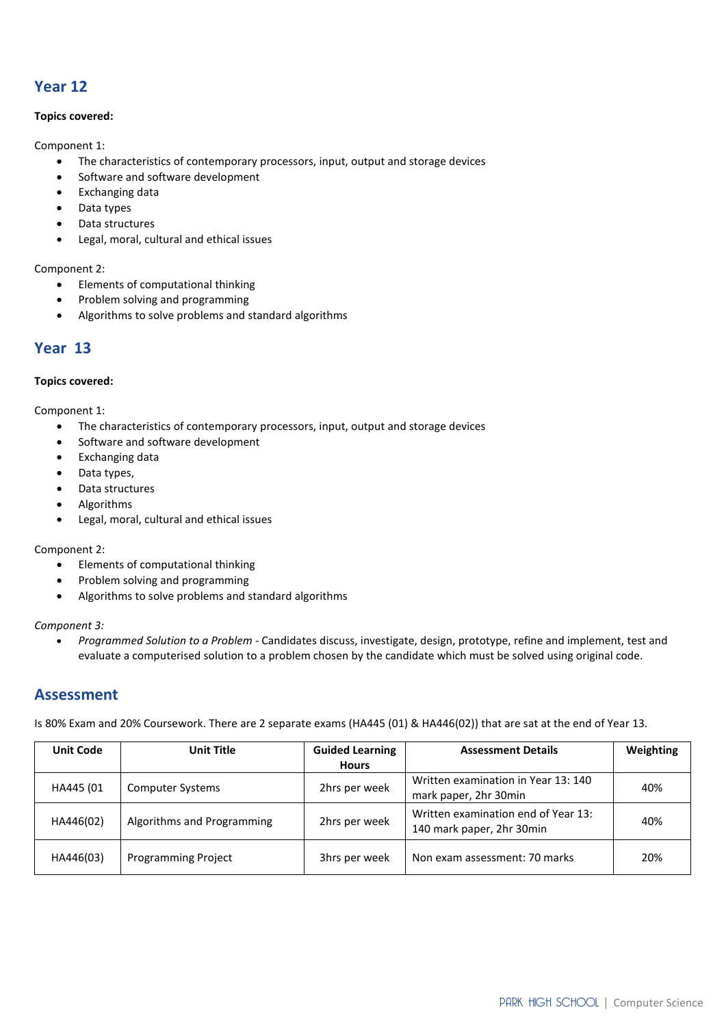## Year 12

**Topics covered:**

Component 1:

- The characteristics of contemporary processors, input, output and storage devices
- Software and software development
- Exchanging data
- Data types
- Data structures
- Legal, moral, cultural and ethical issues

Component 2:

- Elements of computational thinking
- Problem solving and programming
- Algorithms to solve problems and standard algorithms

## Year 13

**Topics covered:**

Component 1:

- The characteristics of contemporary processors, input, output and storage devices
- Software and software development
- Exchanging data
- Data types,
- Data structures
- Algorithms
- Legal, moral, cultural and ethical issues

Component 2:

- Elements of computational thinking
- Problem solving and programming
- Algorithms to solve problems and standard algorithms

*Component 3:*

- *Programmed Solution to a Problem* - Candidates discuss, investigate, design, prototype, refine and implement, test and evaluate a computerised solution to a problem chosen by the candidate which must be solved using original code.

## Assessment

Is 80% Exam and 20% Coursework. There are 2 separate exams (HA445 (01) & HA446(02)) that are sat at the end of Year 13.

| Unit Code | Unit Title | Guided Learning Hours | Assessment Details | Weighting |
|---|---|---|---|---|
| HA445 (01 | Computer Systems | 2hrs per week | Written examination in Year 13: 140 mark paper, 2hr 30min | 40% |
| HA446(02) | Algorithms and Programming | 2hrs per week | Written examination end of Year 13: 140 mark paper, 2hr 30min | 40% |
| HA446(03) | Programming Project | 3hrs per week | Non exam assessment: 70 marks | 20% |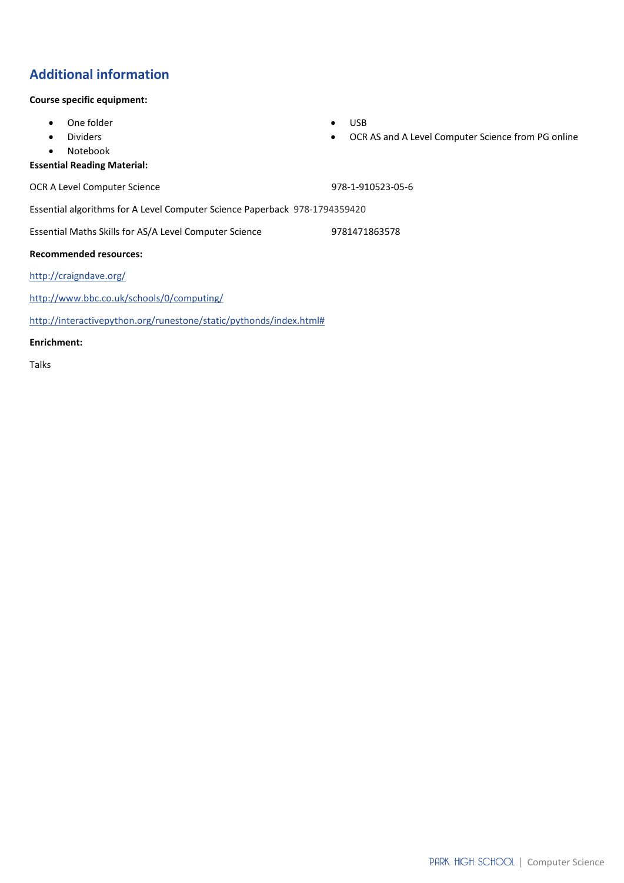## Additional information

**Course specific equipment:**

- One folder
- Dividers
- Notebook
- USB
- OCR AS and A Level Computer Science from PG online

**Essential Reading Material:**

OCR A Level Computer Science 978-1-910523-05-6

Essential algorithms for A Level Computer Science Paperback 978-1794359420

Essential Maths Skills for AS/A Level Computer Science 9781471863578

**Recommended resources:**

http://craigndave.org/

http://www.bbc.co.uk/schools/0/computing/

http://interactivepython.org/runestone/static/pythonds/index.html#

**Enrichment:**

Talks